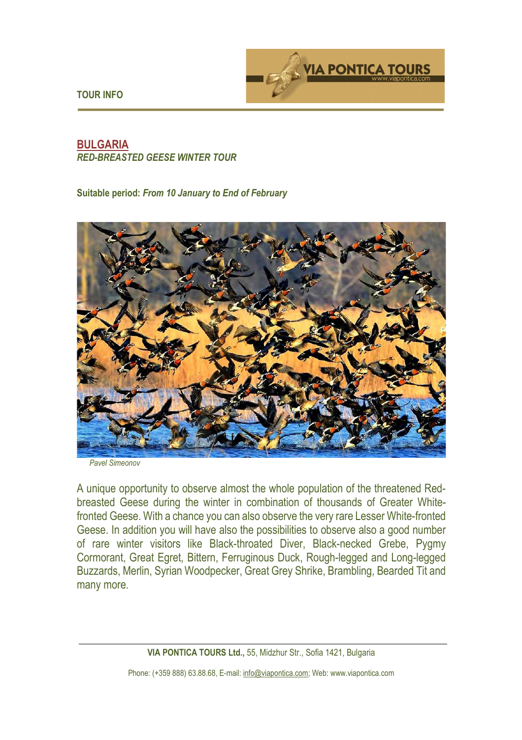TOUR INFO

# BULGARIA

*RED-BREASTED GEESE WINTER TOUR*

**Suitable period:** ***From 10 January to End of February***

*Pavel Simeonov*

A unique opportunity to observe almost the whole population of the threatened Red-breasted Geese during the winter in combination of thousands of Greater White-fronted Geese. With a chance you can also observe the very rare Lesser White-fronted Geese. In addition you will have also the possibilities to observe also a good number of rare winter visitors like Black-throated Diver, Black-necked Grebe, Pygmy Cormorant, Great Egret, Bittern, Ferruginous Duck, Rough-legged and Long-legged Buzzards, Merlin, Syrian Woodpecker, Great Grey Shrike, Brambling, Bearded Tit and many more.

**VIA PONTICA TOURS Ltd.,** 55, Midzhur Str., Sofia 1421, Bulgaria

Phone: (+359 888) 63.88.68, E-mail: info@viapontica.com; Web: www.viapontica.com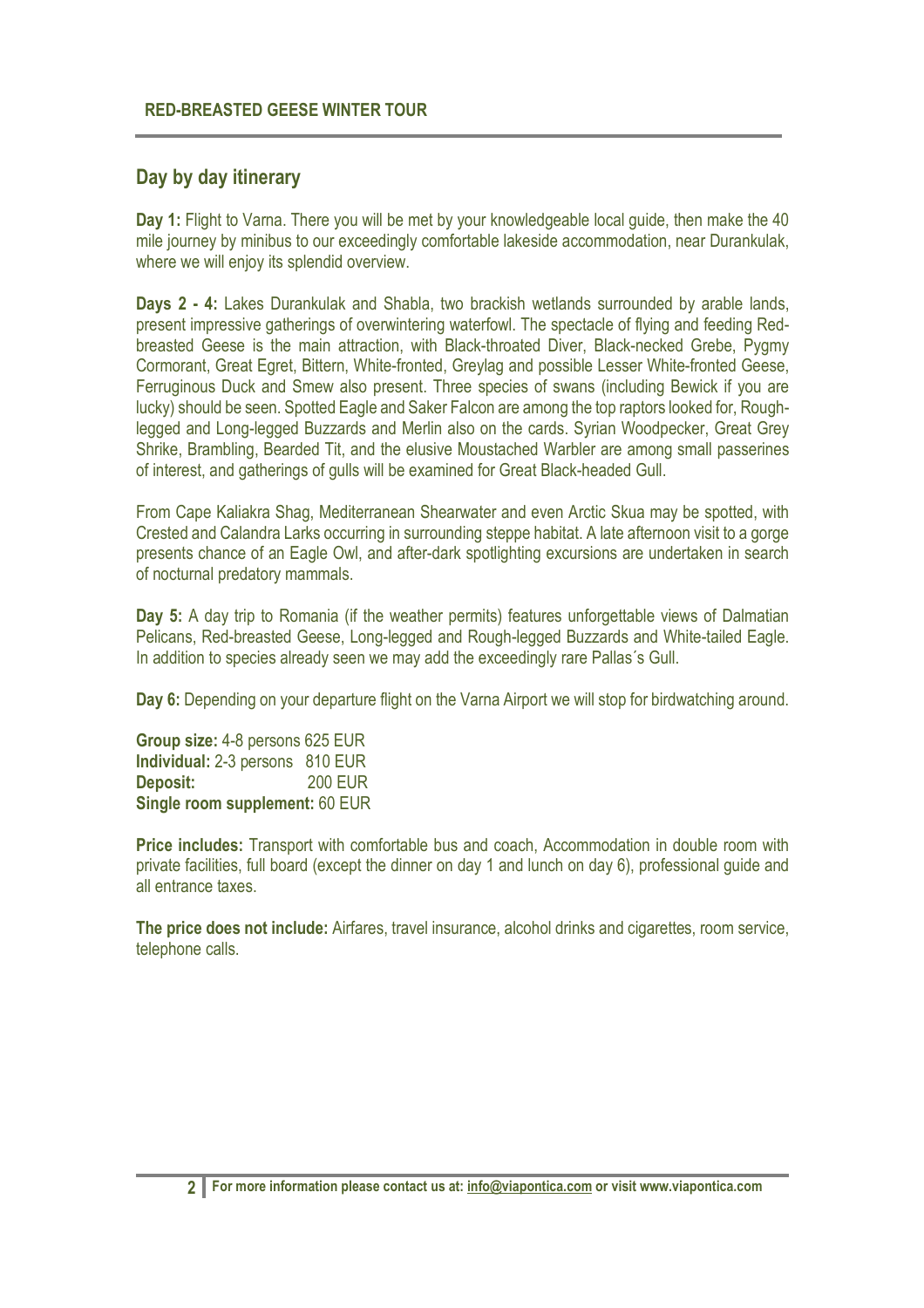## RED-BREASTED GEESE WINTER TOUR

## Day by day itinerary

**Day 1:** Flight to Varna. There you will be met by your knowledgeable local guide, then make the 40 mile journey by minibus to our exceedingly comfortable lakeside accommodation, near Durankulak, where we will enjoy its splendid overview.

**Days 2 - 4:** Lakes Durankulak and Shabla, two brackish wetlands surrounded by arable lands, present impressive gatherings of overwintering waterfowl. The spectacle of flying and feeding Red-breasted Geese is the main attraction, with Black-throated Diver, Black-necked Grebe, Pygmy Cormorant, Great Egret, Bittern, White-fronted, Greylag and possible Lesser White-fronted Geese, Ferruginous Duck and Smew also present. Three species of swans (including Bewick if you are lucky) should be seen. Spotted Eagle and Saker Falcon are among the top raptors looked for, Rough-legged and Long-legged Buzzards and Merlin also on the cards. Syrian Woodpecker, Great Grey Shrike, Brambling, Bearded Tit, and the elusive Moustached Warbler are among small passerines of interest, and gatherings of gulls will be examined for Great Black-headed Gull.

From Cape Kaliakra Shag, Mediterranean Shearwater and even Arctic Skua may be spotted, with Crested and Calandra Larks occurring in surrounding steppe habitat. A late afternoon visit to a gorge presents chance of an Eagle Owl, and after-dark spotlighting excursions are undertaken in search of nocturnal predatory mammals.

**Day 5:** A day trip to Romania (if the weather permits) features unforgettable views of Dalmatian Pelicans, Red-breasted Geese, Long-legged and Rough-legged Buzzards and White-tailed Eagle. In addition to species already seen we may add the exceedingly rare Pallas´s Gull.

**Day 6:** Depending on your departure flight on the Varna Airport we will stop for birdwatching around.

**Group size:** 4-8 persons 625 EUR
**Individual:** 2-3 persons 810 EUR
**Deposit:** 200 EUR
**Single room supplement:** 60 EUR

**Price includes:** Transport with comfortable bus and coach, Accommodation in double room with private facilities, full board (except the dinner on day 1 and lunch on day 6), professional guide and all entrance taxes.

**The price does not include:** Airfares, travel insurance, alcohol drinks and cigarettes, room service, telephone calls.

**For more information please contact us at: info@viapontica.com or visit www.viapontica.com**